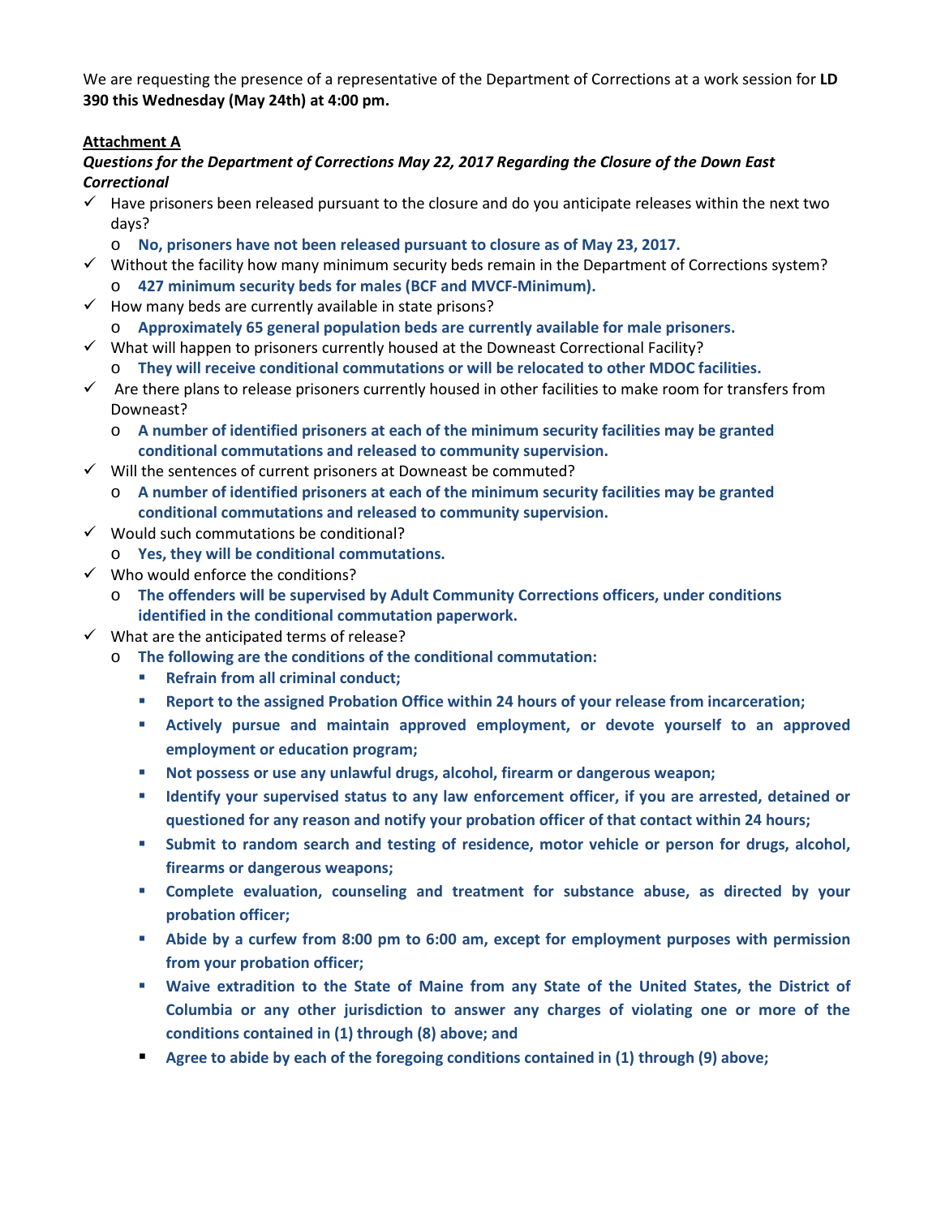We are requesting the presence of a representative of the Department of Corrections at a work session for **LD 390 this Wednesday (May 24th) at 4:00 pm.**

**Attachment A**

***Questions for the Department of Corrections May 22, 2017 Regarding the Closure of the Down East Correctional***

- ✓ Have prisoners been released pursuant to the closure and do you anticipate releases within the next two days?
  - o **No, prisoners have not been released pursuant to closure as of May 23, 2017.**
- ✓ Without the facility how many minimum security beds remain in the Department of Corrections system?
  - o **427 minimum security beds for males (BCF and MVCF-Minimum).**
- ✓ How many beds are currently available in state prisons?
  - o **Approximately 65 general population beds are currently available for male prisoners.**
- ✓ What will happen to prisoners currently housed at the Downeast Correctional Facility?
  - o **They will receive conditional commutations or will be relocated to other MDOC facilities.**
- ✓ Are there plans to release prisoners currently housed in other facilities to make room for transfers from Downeast?
  - o **A number of identified prisoners at each of the minimum security facilities may be granted conditional commutations and released to community supervision.**
- ✓ Will the sentences of current prisoners at Downeast be commuted?
  - o **A number of identified prisoners at each of the minimum security facilities may be granted conditional commutations and released to community supervision.**
- ✓ Would such commutations be conditional?
  - o **Yes, they will be conditional commutations.**
- ✓ Who would enforce the conditions?
  - o **The offenders will be supervised by Adult Community Corrections officers, under conditions identified in the conditional commutation paperwork.**
- ✓ What are the anticipated terms of release?
  - o **The following are the conditions of the conditional commutation:**
    - **Refrain from all criminal conduct;**
    - **Report to the assigned Probation Office within 24 hours of your release from incarceration;**
    - **Actively pursue and maintain approved employment, or devote yourself to an approved employment or education program;**
    - **Not possess or use any unlawful drugs, alcohol, firearm or dangerous weapon;**
    - **Identify your supervised status to any law enforcement officer, if you are arrested, detained or questioned for any reason and notify your probation officer of that contact within 24 hours;**
    - **Submit to random search and testing of residence, motor vehicle or person for drugs, alcohol, firearms or dangerous weapons;**
    - **Complete evaluation, counseling and treatment for substance abuse, as directed by your probation officer;**
    - **Abide by a curfew from 8:00 pm to 6:00 am, except for employment purposes with permission from your probation officer;**
    - **Waive extradition to the State of Maine from any State of the United States, the District of Columbia or any other jurisdiction to answer any charges of violating one or more of the conditions contained in (1) through (8) above; and**
    - **Agree to abide by each of the foregoing conditions contained in (1) through (9) above;**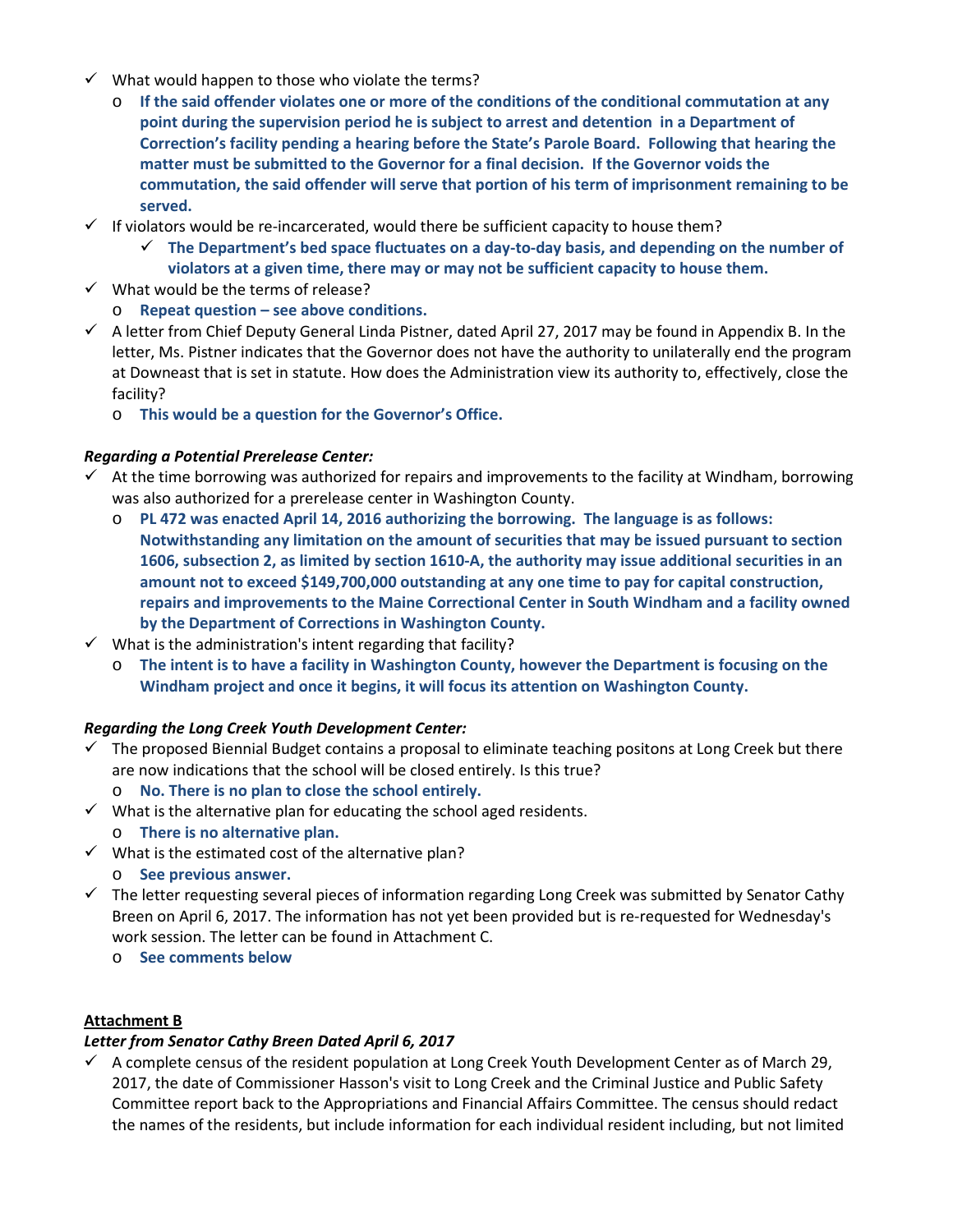- ✓ What would happen to those who violate the terms?
  - **If the said offender violates one or more of the conditions of the conditional commutation at any point during the supervision period he is subject to arrest and detention in a Department of Correction's facility pending a hearing before the State's Parole Board. Following that hearing the matter must be submitted to the Governor for a final decision. If the Governor voids the commutation, the said offender will serve that portion of his term of imprisonment remaining to be served.**
- ✓ If violators would be re-incarcerated, would there be sufficient capacity to house them?
  - ✓ **The Department's bed space fluctuates on a day-to-day basis, and depending on the number of violators at a given time, there may or may not be sufficient capacity to house them.**
- ✓ What would be the terms of release?
  - **Repeat question – see above conditions.**
- ✓ A letter from Chief Deputy General Linda Pistner, dated April 27, 2017 may be found in Appendix B. In the letter, Ms. Pistner indicates that the Governor does not have the authority to unilaterally end the program at Downeast that is set in statute. How does the Administration view its authority to, effectively, close the facility?
  - **This would be a question for the Governor's Office.**

***Regarding a Potential Prerelease Center:***

- ✓ At the time borrowing was authorized for repairs and improvements to the facility at Windham, borrowing was also authorized for a prerelease center in Washington County.
  - **PL 472 was enacted April 14, 2016 authorizing the borrowing. The language is as follows: Notwithstanding any limitation on the amount of securities that may be issued pursuant to section 1606, subsection 2, as limited by section 1610-A, the authority may issue additional securities in an amount not to exceed $149,700,000 outstanding at any one time to pay for capital construction, repairs and improvements to the Maine Correctional Center in South Windham and a facility owned by the Department of Corrections in Washington County.**
- ✓ What is the administration's intent regarding that facility?
  - **The intent is to have a facility in Washington County, however the Department is focusing on the Windham project and once it begins, it will focus its attention on Washington County.**

***Regarding the Long Creek Youth Development Center:***

- ✓ The proposed Biennial Budget contains a proposal to eliminate teaching positons at Long Creek but there are now indications that the school will be closed entirely. Is this true?
  - **No. There is no plan to close the school entirely.**
- ✓ What is the alternative plan for educating the school aged residents.
  - **There is no alternative plan.**
- ✓ What is the estimated cost of the alternative plan?
  - **See previous answer.**
- ✓ The letter requesting several pieces of information regarding Long Creek was submitted by Senator Cathy Breen on April 6, 2017. The information has not yet been provided but is re-requested for Wednesday's work session. The letter can be found in Attachment C.
  - **See comments below**

<u>**Attachment B**</u>

***Letter from Senator Cathy Breen Dated April 6, 2017***

- ✓ A complete census of the resident population at Long Creek Youth Development Center as of March 29, 2017, the date of Commissioner Hasson's visit to Long Creek and the Criminal Justice and Public Safety Committee report back to the Appropriations and Financial Affairs Committee. The census should redact the names of the residents, but include information for each individual resident including, but not limited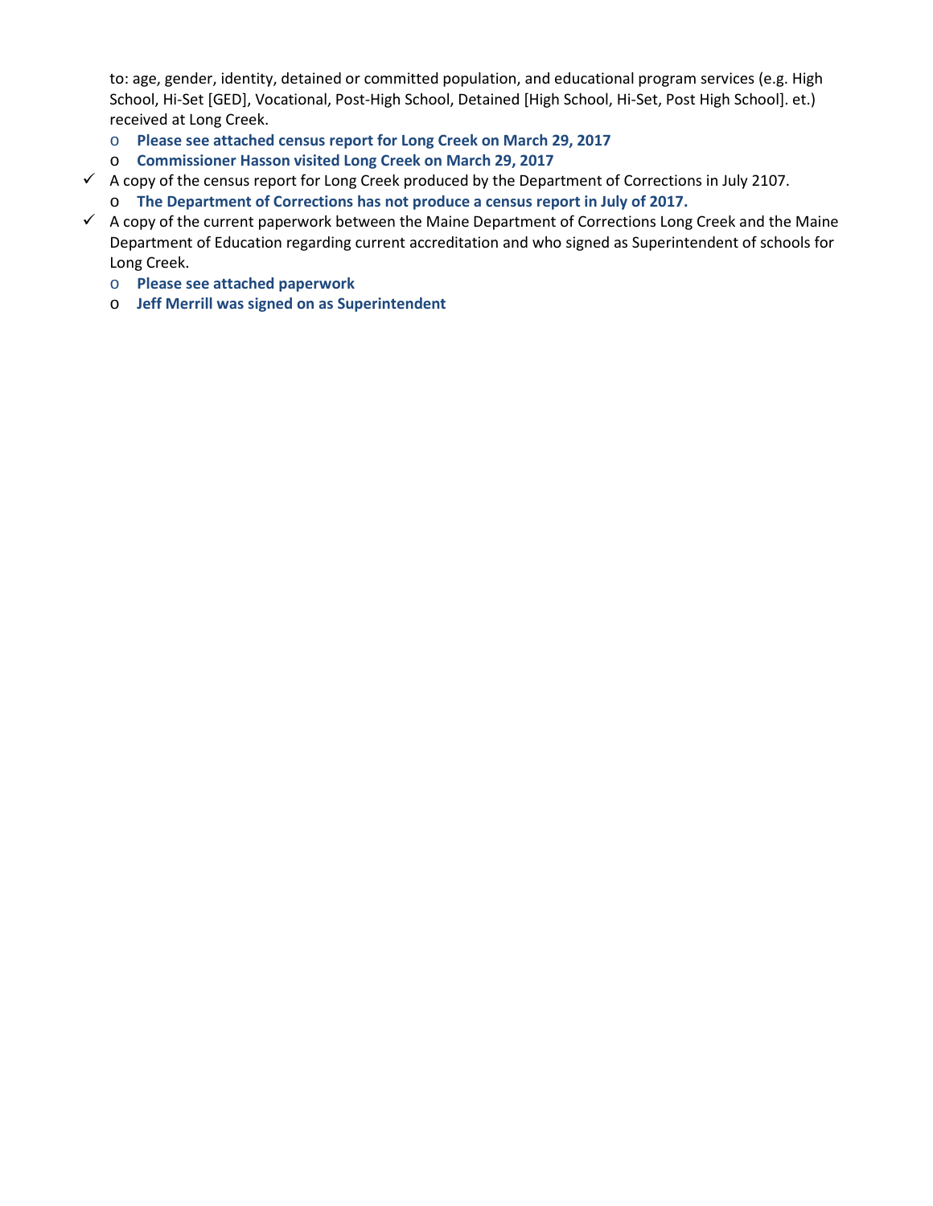to: age, gender, identity, detained or committed population, and educational program services (e.g. High School, Hi-Set [GED], Vocational, Post-High School, Detained [High School, Hi-Set, Post High School]. et.) received at Long Creek.

- **Please see attached census report for Long Creek on March 29, 2017**
- **Commissioner Hasson visited Long Creek on March 29, 2017**

✓ A copy of the census report for Long Creek produced by the Department of Corrections in July 2107.

- **The Department of Corrections has not produce a census report in July of 2017.**

✓ A copy of the current paperwork between the Maine Department of Corrections Long Creek and the Maine Department of Education regarding current accreditation and who signed as Superintendent of schools for Long Creek.

- **Please see attached paperwork**
- **Jeff Merrill was signed on as Superintendent**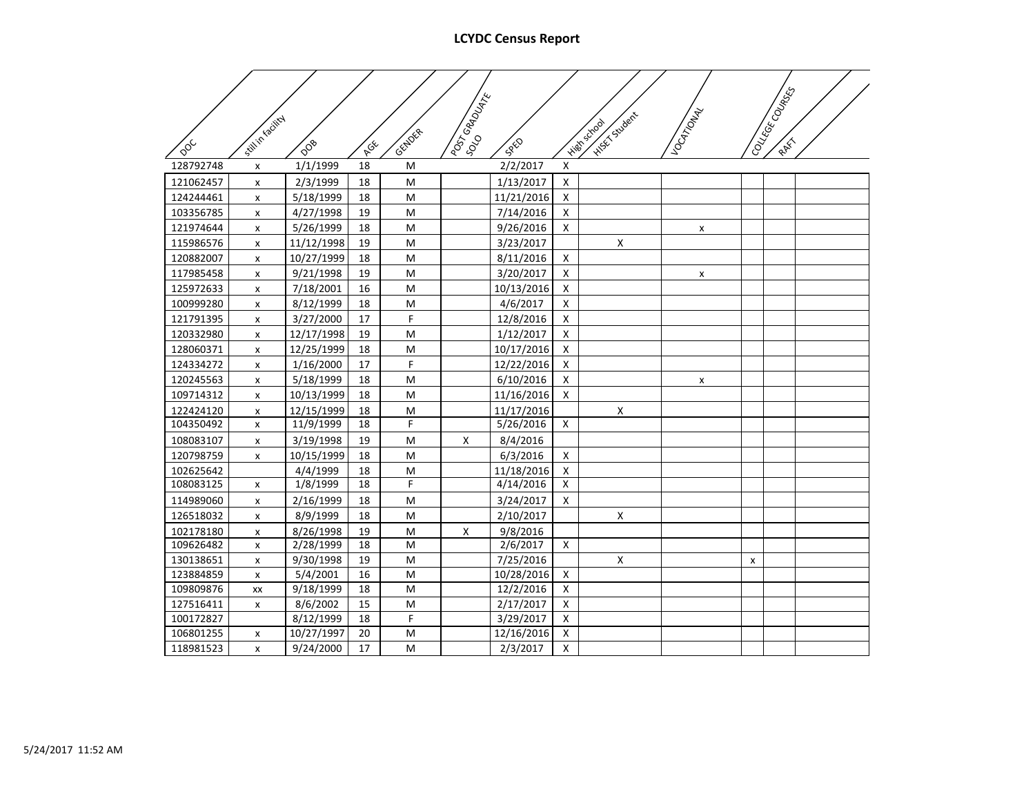# LCYDC Census Report

| DOC | still in facility | DOB | AGE | GENDER | POST GRADUATE SOLO | SPED | High school | HISET Student | VOCATIONAL | COLLEGE COURSES | RAFT | |
|---|---|---|---|---|---|---|---|---|---|---|---|---|
| 128792748 | x | 1/1/1999 | 18 | M | | 2/2/2017 | X | | | | | |
| 121062457 | x | 2/3/1999 | 18 | M | | 1/13/2017 | X | | | | | |
| 124244461 | x | 5/18/1999 | 18 | M | | 11/21/2016 | X | | | | | |
| 103356785 | x | 4/27/1998 | 19 | M | | 7/14/2016 | X | | | | | |
| 121974644 | x | 5/26/1999 | 18 | M | | 9/26/2016 | X | | x | | | |
| 115986576 | x | 11/12/1998 | 19 | M | | 3/23/2017 | | X | | | | |
| 120882007 | x | 10/27/1999 | 18 | M | | 8/11/2016 | X | | | | | |
| 117985458 | x | 9/21/1998 | 19 | M | | 3/20/2017 | X | | x | | | |
| 125972633 | x | 7/18/2001 | 16 | M | | 10/13/2016 | X | | | | | |
| 100999280 | x | 8/12/1999 | 18 | M | | 4/6/2017 | X | | | | | |
| 121791395 | x | 3/27/2000 | 17 | F | | 12/8/2016 | X | | | | | |
| 120332980 | x | 12/17/1998 | 19 | M | | 1/12/2017 | X | | | | | |
| 128060371 | x | 12/25/1999 | 18 | M | | 10/17/2016 | X | | | | | |
| 124334272 | x | 1/16/2000 | 17 | F | | 12/22/2016 | X | | | | | |
| 120245563 | x | 5/18/1999 | 18 | M | | 6/10/2016 | X | | x | | | |
| 109714312 | x | 10/13/1999 | 18 | M | | 11/16/2016 | X | | | | | |
| 122424120 | x | 12/15/1999 | 18 | M | | 11/17/2016 | | X | | | | |
| 104350492 | x | 11/9/1999 | 18 | F | | 5/26/2016 | X | | | | | |
| 108083107 | x | 3/19/1998 | 19 | M | X | 8/4/2016 | | | | | | |
| 120798759 | x | 10/15/1999 | 18 | M | | 6/3/2016 | X | | | | | |
| 102625642 | | 4/4/1999 | 18 | M | | 11/18/2016 | X | | | | | |
| 108083125 | x | 1/8/1999 | 18 | F | | 4/14/2016 | X | | | | | |
| 114989060 | x | 2/16/1999 | 18 | M | | 3/24/2017 | X | | | | | |
| 126518032 | x | 8/9/1999 | 18 | M | | 2/10/2017 | | X | | | | |
| 102178180 | x | 8/26/1998 | 19 | M | X | 9/8/2016 | | | | | | |
| 109626482 | x | 2/28/1999 | 18 | M | | 2/6/2017 | X | | | | | |
| 130138651 | x | 9/30/1998 | 19 | M | | 7/25/2016 | | X | | x | | |
| 123884859 | x | 5/4/2001 | 16 | M | | 10/28/2016 | X | | | | | |
| 109809876 | xx | 9/18/1999 | 18 | M | | 12/2/2016 | X | | | | | |
| 127516411 | x | 8/6/2002 | 15 | M | | 2/17/2017 | X | | | | | |
| 100172827 | | 8/12/1999 | 18 | F | | 3/29/2017 | X | | | | | |
| 106801255 | x | 10/27/1997 | 20 | M | | 12/16/2016 | X | | | | | |
| 118981523 | x | 9/24/2000 | 17 | M | | 2/3/2017 | X | | | | | |

5/24/2017 11:52 AM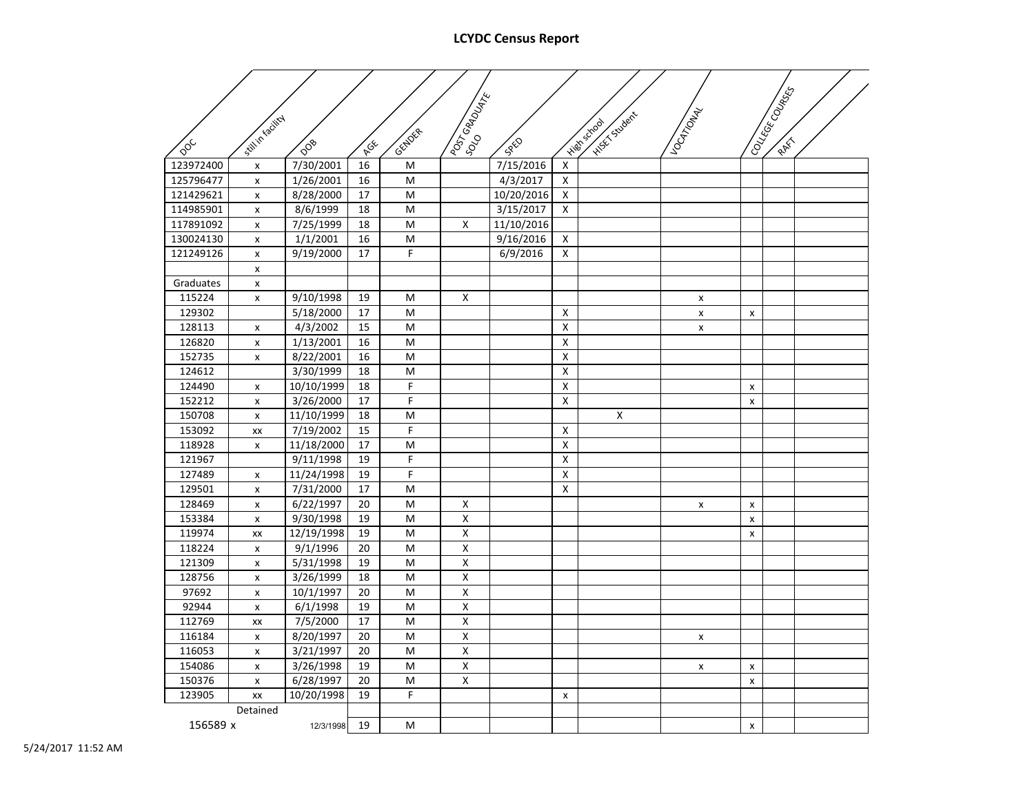# LCYDC Census Report

| DOC | still in facility | DOB | AGE | GENDER | POST GRADUATE SOLO | SPED | High school | HISET Student | VOCATIONAL | COLLEGE COURSES | RAFT | |
|---|---|---|---|---|---|---|---|---|---|---|---|---|
| 123972400 | x | 7/30/2001 | 16 | M | | 7/15/2016 | X | | | | | |
| 125796477 | x | 1/26/2001 | 16 | M | | 4/3/2017 | X | | | | | |
| 121429621 | x | 8/28/2000 | 17 | M | | 10/20/2016 | X | | | | | |
| 114985901 | x | 8/6/1999 | 18 | M | | 3/15/2017 | X | | | | | |
| 117891092 | x | 7/25/1999 | 18 | M | X | 11/10/2016 | | | | | | |
| 130024130 | x | 1/1/2001 | 16 | M | | 9/16/2016 | X | | | | | |
| 121249126 | x | 9/19/2000 | 17 | F | | 6/9/2016 | X | | | | | |
| | x | | | | | | | | | | | |
| Graduates | x | | | | | | | | | | | |
| 115224 | x | 9/10/1998 | 19 | M | X | | | | x | | | |
| 129302 | | 5/18/2000 | 17 | M | | | X | | x | x | | |
| 128113 | x | 4/3/2002 | 15 | M | | | X | | x | | | |
| 126820 | x | 1/13/2001 | 16 | M | | | X | | | | | |
| 152735 | x | 8/22/2001 | 16 | M | | | X | | | | | |
| 124612 | | 3/30/1999 | 18 | M | | | X | | | | | |
| 124490 | x | 10/10/1999 | 18 | F | | | X | | | x | | |
| 152212 | x | 3/26/2000 | 17 | F | | | X | | | x | | |
| 150708 | x | 11/10/1999 | 18 | M | | | | X | | | | |
| 153092 | xx | 7/19/2002 | 15 | F | | | X | | | | | |
| 118928 | x | 11/18/2000 | 17 | M | | | X | | | | | |
| 121967 | | 9/11/1998 | 19 | F | | | X | | | | | |
| 127489 | x | 11/24/1998 | 19 | F | | | X | | | | | |
| 129501 | x | 7/31/2000 | 17 | M | | | X | | | | | |
| 128469 | x | 6/22/1997 | 20 | M | X | | | | x | x | | |
| 153384 | x | 9/30/1998 | 19 | M | X | | | | | x | | |
| 119974 | xx | 12/19/1998 | 19 | M | X | | | | | x | | |
| 118224 | x | 9/1/1996 | 20 | M | X | | | | | | | |
| 121309 | x | 5/31/1998 | 19 | M | X | | | | | | | |
| 128756 | x | 3/26/1999 | 18 | M | X | | | | | | | |
| 97692 | x | 10/1/1997 | 20 | M | X | | | | | | | |
| 92944 | x | 6/1/1998 | 19 | M | X | | | | | | | |
| 112769 | xx | 7/5/2000 | 17 | M | X | | | | | | | |
| 116184 | x | 8/20/1997 | 20 | M | X | | | | x | | | |
| 116053 | x | 3/21/1997 | 20 | M | X | | | | | | | |
| 154086 | x | 3/26/1998 | 19 | M | X | | | | x | x | | |
| 150376 | x | 6/28/1997 | 20 | M | X | | | | | x | | |
| 123905 | xx | 10/20/1998 | 19 | F | | | x | | | | | |
| | Detained | | | | | | | | | | | |
| 156589 | x | 12/3/1998 | 19 | M | | | | | | x | | |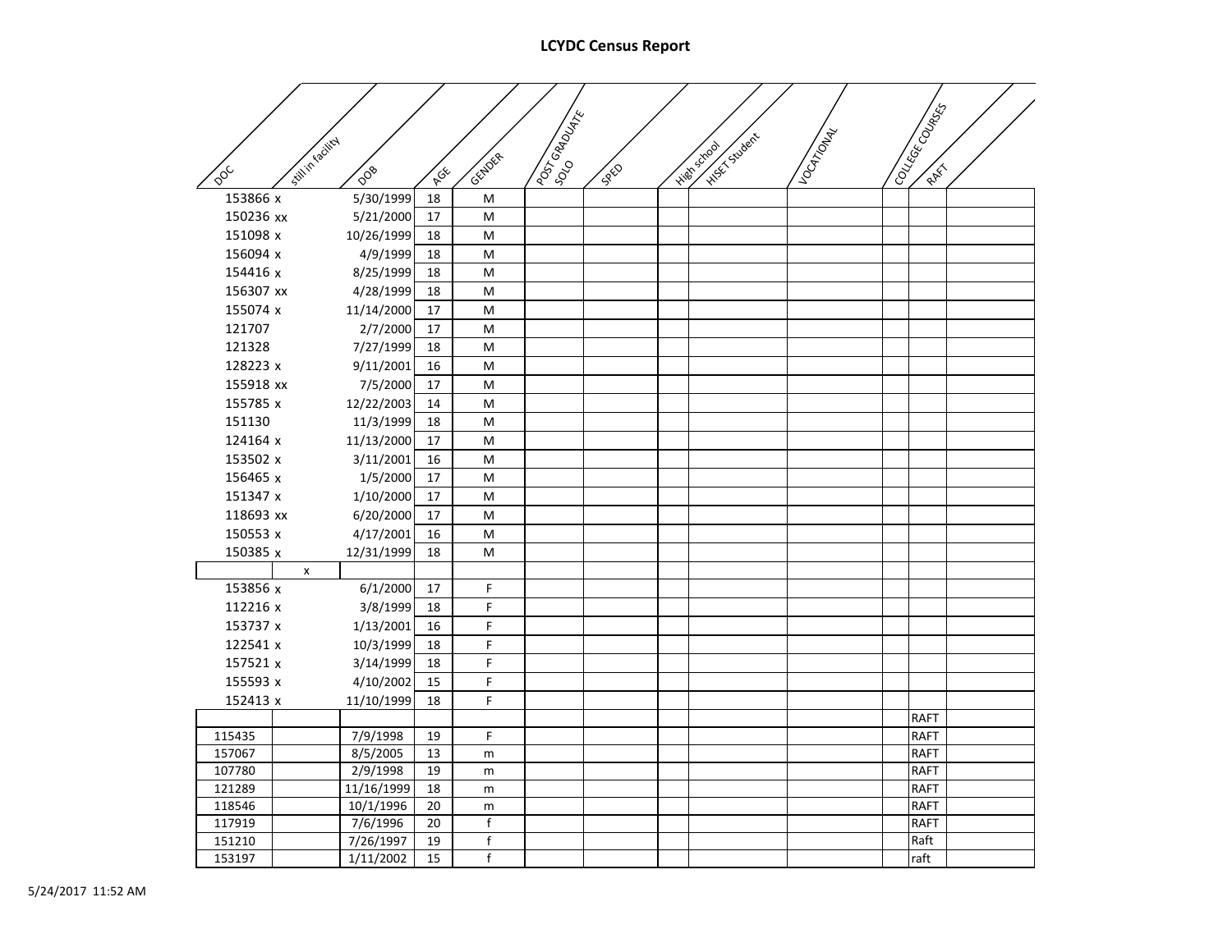# LCYDC Census Report

| DOC | still in facility | DOB | AGE | GENDER | POST GRADUATE SOLO | SPED | High school | HISET Student | VOCATIONAL | COLLEGE COURSES | RAFT | |
|---|---|---|---|---|---|---|---|---|---|---|---|---|
| 153866 | x | 5/30/1999 | 18 | M | | | | | | | | |
| 150236 | xx | 5/21/2000 | 17 | M | | | | | | | | |
| 151098 | x | 10/26/1999 | 18 | M | | | | | | | | |
| 156094 | x | 4/9/1999 | 18 | M | | | | | | | | |
| 154416 | x | 8/25/1999 | 18 | M | | | | | | | | |
| 156307 | xx | 4/28/1999 | 18 | M | | | | | | | | |
| 155074 | x | 11/14/2000 | 17 | M | | | | | | | | |
| 121707 | | 2/7/2000 | 17 | M | | | | | | | | |
| 121328 | | 7/27/1999 | 18 | M | | | | | | | | |
| 128223 | x | 9/11/2001 | 16 | M | | | | | | | | |
| 155918 | xx | 7/5/2000 | 17 | M | | | | | | | | |
| 155785 | x | 12/22/2003 | 14 | M | | | | | | | | |
| 151130 | | 11/3/1999 | 18 | M | | | | | | | | |
| 124164 | x | 11/13/2000 | 17 | M | | | | | | | | |
| 153502 | x | 3/11/2001 | 16 | M | | | | | | | | |
| 156465 | x | 1/5/2000 | 17 | M | | | | | | | | |
| 151347 | x | 1/10/2000 | 17 | M | | | | | | | | |
| 118693 | xx | 6/20/2000 | 17 | M | | | | | | | | |
| 150553 | x | 4/17/2001 | 16 | M | | | | | | | | |
| 150385 | x | 12/31/1999 | 18 | M | | | | | | | | |
| | x | | | | | | | | | | | |
| 153856 | x | 6/1/2000 | 17 | F | | | | | | | | |
| 112216 | x | 3/8/1999 | 18 | F | | | | | | | | |
| 153737 | x | 1/13/2001 | 16 | F | | | | | | | | |
| 122541 | x | 10/3/1999 | 18 | F | | | | | | | | |
| 157521 | x | 3/14/1999 | 18 | F | | | | | | | | |
| 155593 | x | 4/10/2002 | 15 | F | | | | | | | | |
| 152413 | x | 11/10/1999 | 18 | F | | | | | | | | |
| | | | | | | | | | | | RAFT | |
| 115435 | | 7/9/1998 | 19 | F | | | | | | | RAFT | |
| 157067 | | 8/5/2005 | 13 | m | | | | | | | RAFT | |
| 107780 | | 2/9/1998 | 19 | m | | | | | | | RAFT | |
| 121289 | | 11/16/1999 | 18 | m | | | | | | | RAFT | |
| 118546 | | 10/1/1996 | 20 | m | | | | | | | RAFT | |
| 117919 | | 7/6/1996 | 20 | f | | | | | | | RAFT | |
| 151210 | | 7/26/1997 | 19 | f | | | | | | | Raft | |
| 153197 | | 1/11/2002 | 15 | f | | | | | | | raft | |

5/24/2017 11:52 AM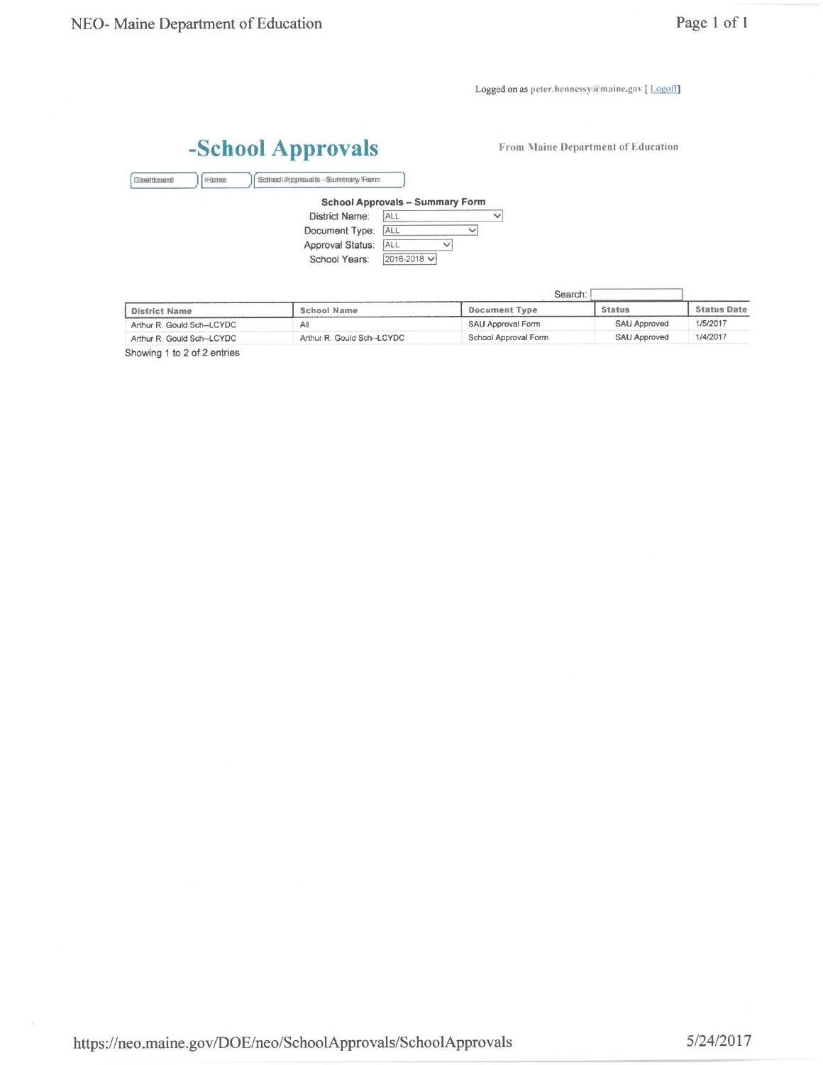Logged on as peter.hennessy@maine.gov [ Logoff]

# -School Approvals

From Maine Department of Education

Dashboard | Home | School Approvals – Summary Form

### School Approvals – Summary Form

District Name: ALL

Document Type: ALL

Approval Status: ALL

School Years: 2016-2018

Search:

| District Name | School Name | Document Type | Status | Status Date |
|---|---|---|---|---|
| Arthur R. Gould Sch--LCYDC | All | SAU Approval Form | SAU Approved | 1/5/2017 |
| Arthur R. Gould Sch--LCYDC | Arthur R. Gould Sch--LCYDC | School Approval Form | SAU Approved | 1/4/2017 |

Showing 1 to 2 of 2 entries

https://neo.maine.gov/DOE/neo/SchoolApprovals/SchoolApprovals 5/24/2017